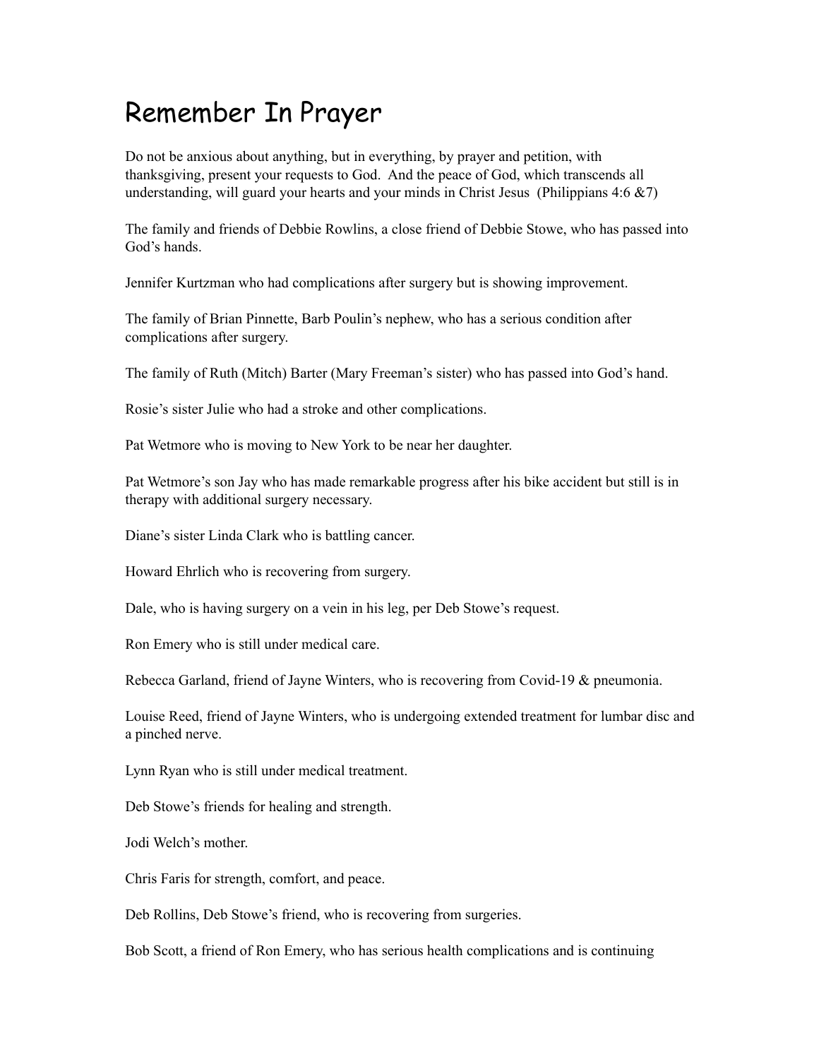# Remember In Prayer

Do not be anxious about anything, but in everything, by prayer and petition, with thanksgiving, present your requests to God. And the peace of God, which transcends all understanding, will guard your hearts and your minds in Christ Jesus (Philippians 4:6 &7)

The family and friends of Debbie Rowlins, a close friend of Debbie Stowe, who has passed into God's hands.

Jennifer Kurtzman who had complications after surgery but is showing improvement.

The family of Brian Pinnette, Barb Poulin's nephew, who has a serious condition after complications after surgery.

The family of Ruth (Mitch) Barter (Mary Freeman's sister) who has passed into God's hand.

Rosie's sister Julie who had a stroke and other complications.

Pat Wetmore who is moving to New York to be near her daughter.

Pat Wetmore's son Jay who has made remarkable progress after his bike accident but still is in therapy with additional surgery necessary.

Diane's sister Linda Clark who is battling cancer.

Howard Ehrlich who is recovering from surgery.

Dale, who is having surgery on a vein in his leg, per Deb Stowe's request.

Ron Emery who is still under medical care.

Rebecca Garland, friend of Jayne Winters, who is recovering from Covid-19 & pneumonia.

Louise Reed, friend of Jayne Winters, who is undergoing extended treatment for lumbar disc and a pinched nerve.

Lynn Ryan who is still under medical treatment.

Deb Stowe's friends for healing and strength.

Jodi Welch's mother.

Chris Faris for strength, comfort, and peace.

Deb Rollins, Deb Stowe's friend, who is recovering from surgeries.

Bob Scott, a friend of Ron Emery, who has serious health complications and is continuing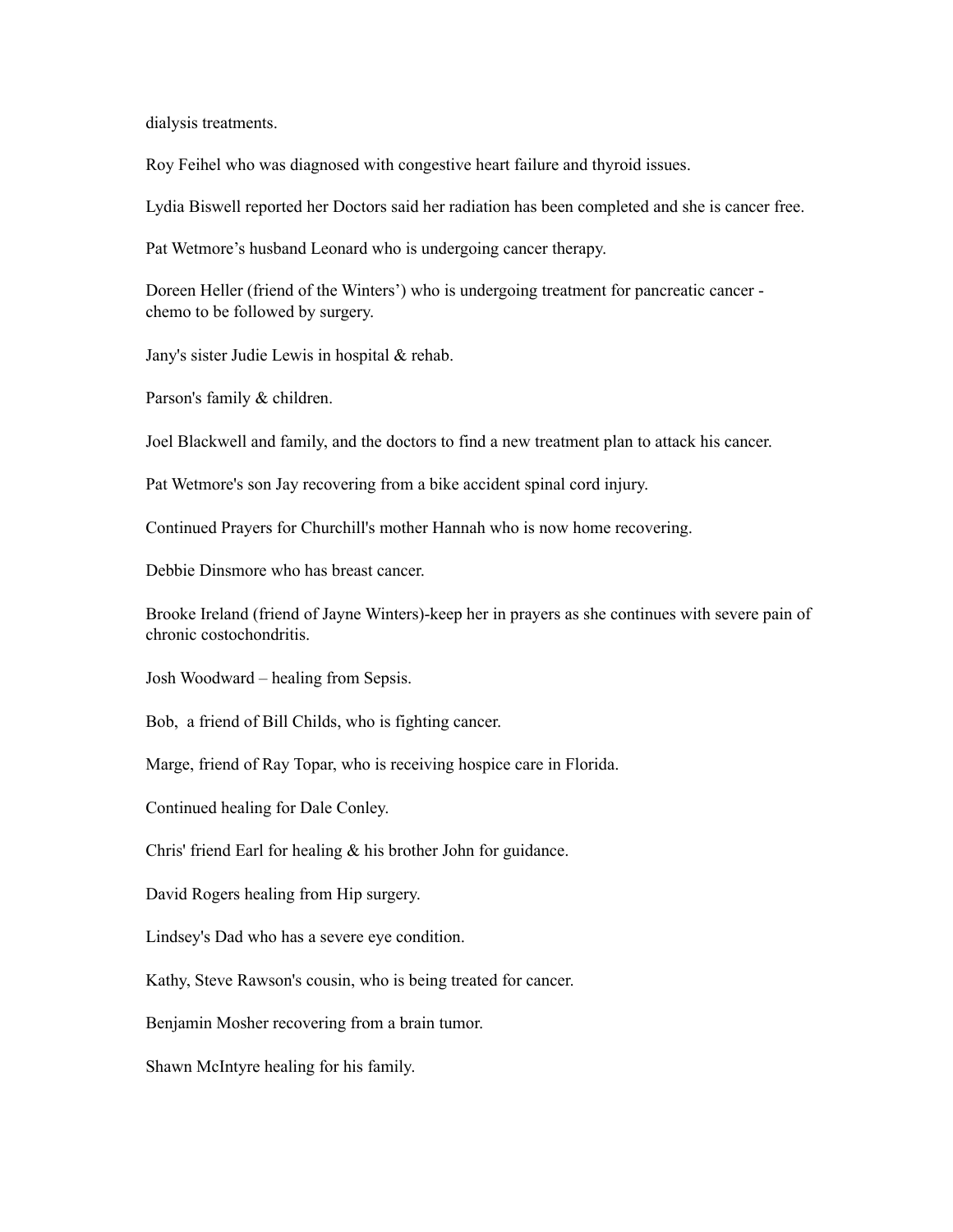dialysis treatments.

Roy Feihel who was diagnosed with congestive heart failure and thyroid issues.

Lydia Biswell reported her Doctors said her radiation has been completed and she is cancer free.

Pat Wetmore's husband Leonard who is undergoing cancer therapy.

Doreen Heller (friend of the Winters') who is undergoing treatment for pancreatic cancer - chemo to be followed by surgery.

Jany's sister Judie Lewis in hospital & rehab.

Parson's family & children.

Joel Blackwell and family, and the doctors to find a new treatment plan to attack his cancer.

Pat Wetmore's son Jay recovering from a bike accident spinal cord injury.

Continued Prayers for Churchill's mother Hannah who is now home recovering.

Debbie Dinsmore who has breast cancer.

Brooke Ireland (friend of Jayne Winters)-keep her in prayers as she continues with severe pain of chronic costochondritis.

Josh Woodward – healing from Sepsis.

Bob, a friend of Bill Childs, who is fighting cancer.

Marge, friend of Ray Topar, who is receiving hospice care in Florida.

Continued healing for Dale Conley.

Chris' friend Earl for healing & his brother John for guidance.

David Rogers healing from Hip surgery.

Lindsey's Dad who has a severe eye condition.

Kathy, Steve Rawson's cousin, who is being treated for cancer.

Benjamin Mosher recovering from a brain tumor.

Shawn McIntyre healing for his family.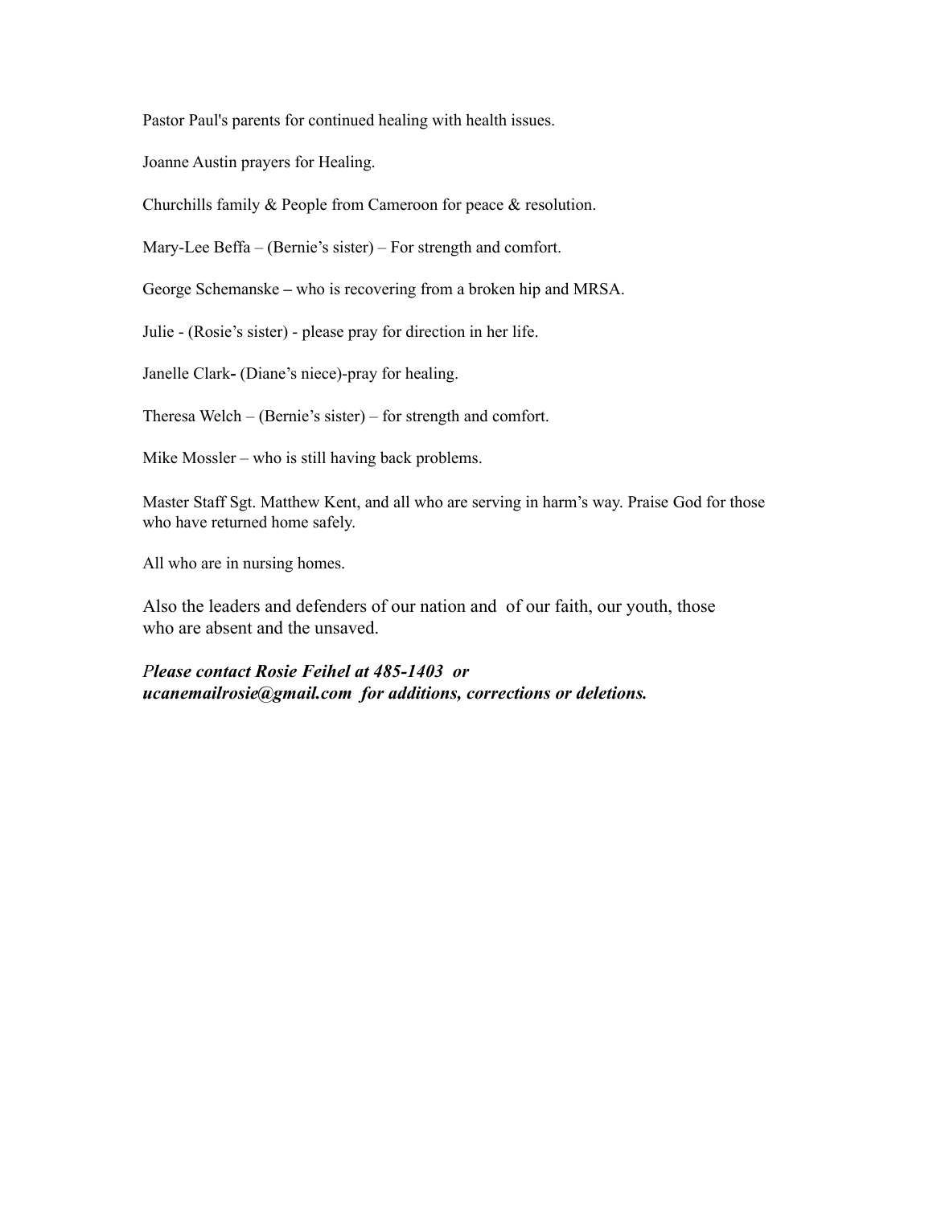Pastor Paul's parents for continued healing with health issues.

Joanne Austin prayers for Healing.

Churchills family & People from Cameroon for peace & resolution.

Mary-Lee Beffa – (Bernie's sister) – For strength and comfort.

George Schemanske **–** who is recovering from a broken hip and MRSA.

Julie - (Rosie's sister) - please pray for direction in her life.

Janelle Clark**-** (Diane's niece)-pray for healing.

Theresa Welch – (Bernie's sister) – for strength and comfort.

Mike Mossler – who is still having back problems.

Master Staff Sgt. Matthew Kent, and all who are serving in harm's way. Praise God for those who have returned home safely.

All who are in nursing homes.

Also the leaders and defenders of our nation and of our faith, our youth, those who are absent and the unsaved.

*P**lease contact Rosie Feihel at 485-1403 or ucanemailrosie@gmail.com for additions, corrections or deletions.***